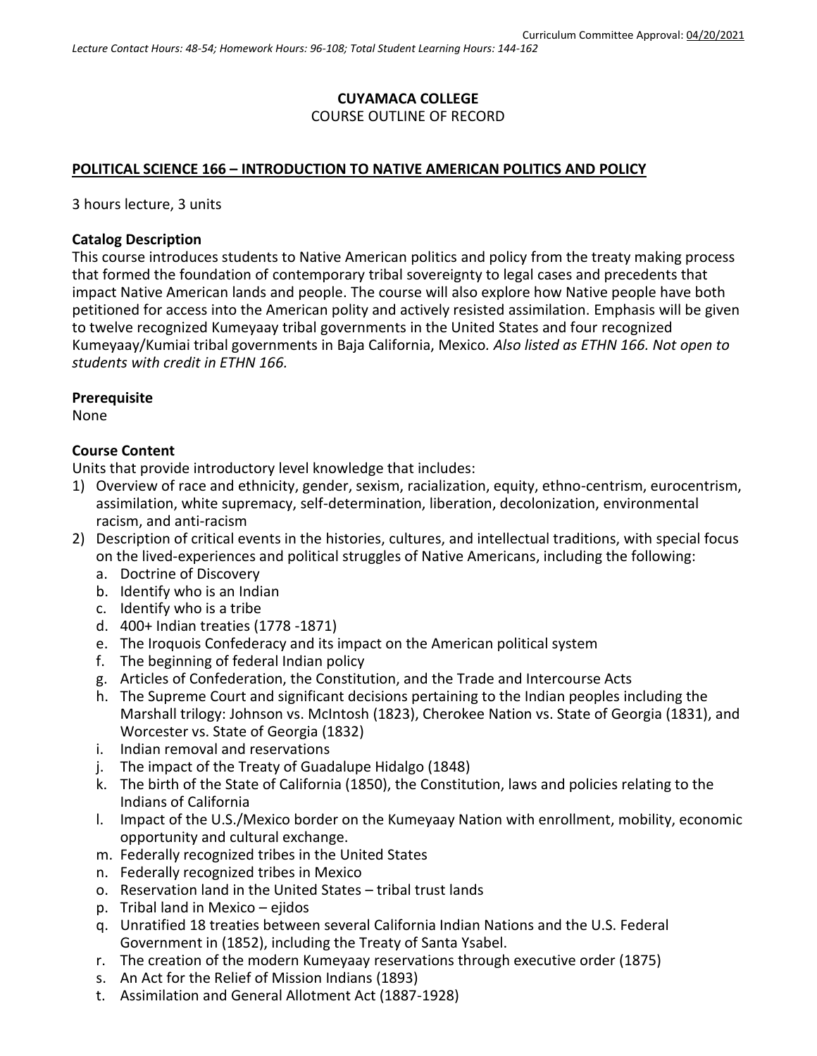Curriculum Committee Approval: 04/20/2021

*Lecture Contact Hours: 48-54; Homework Hours: 96-108; Total Student Learning Hours: 144-162*

**CUYAMACA COLLEGE**
COURSE OUTLINE OF RECORD

## POLITICAL SCIENCE 166 – INTRODUCTION TO NATIVE AMERICAN POLITICS AND POLICY

3 hours lecture, 3 units

**Catalog Description**
This course introduces students to Native American politics and policy from the treaty making process that formed the foundation of contemporary tribal sovereignty to legal cases and precedents that impact Native American lands and people. The course will also explore how Native people have both petitioned for access into the American polity and actively resisted assimilation. Emphasis will be given to twelve recognized Kumeyaay tribal governments in the United States and four recognized Kumeyaay/Kumiai tribal governments in Baja California, Mexico. *Also listed as ETHN 166. Not open to students with credit in ETHN 166.*

**Prerequisite**
None

**Course Content**
Units that provide introductory level knowledge that includes:

1) Overview of race and ethnicity, gender, sexism, racialization, equity, ethno-centrism, eurocentrism, assimilation, white supremacy, self-determination, liberation, decolonization, environmental racism, and anti-racism
2) Description of critical events in the histories, cultures, and intellectual traditions, with special focus on the lived-experiences and political struggles of Native Americans, including the following:
   a. Doctrine of Discovery
   b. Identify who is an Indian
   c. Identify who is a tribe
   d. 400+ Indian treaties (1778 -1871)
   e. The Iroquois Confederacy and its impact on the American political system
   f. The beginning of federal Indian policy
   g. Articles of Confederation, the Constitution, and the Trade and Intercourse Acts
   h. The Supreme Court and significant decisions pertaining to the Indian peoples including the Marshall trilogy: Johnson vs. McIntosh (1823), Cherokee Nation vs. State of Georgia (1831), and Worcester vs. State of Georgia (1832)
   i. Indian removal and reservations
   j. The impact of the Treaty of Guadalupe Hidalgo (1848)
   k. The birth of the State of California (1850), the Constitution, laws and policies relating to the Indians of California
   l. Impact of the U.S./Mexico border on the Kumeyaay Nation with enrollment, mobility, economic opportunity and cultural exchange.
   m. Federally recognized tribes in the United States
   n. Federally recognized tribes in Mexico
   o. Reservation land in the United States – tribal trust lands
   p. Tribal land in Mexico – ejidos
   q. Unratified 18 treaties between several California Indian Nations and the U.S. Federal Government in (1852), including the Treaty of Santa Ysabel.
   r. The creation of the modern Kumeyaay reservations through executive order (1875)
   s. An Act for the Relief of Mission Indians (1893)
   t. Assimilation and General Allotment Act (1887-1928)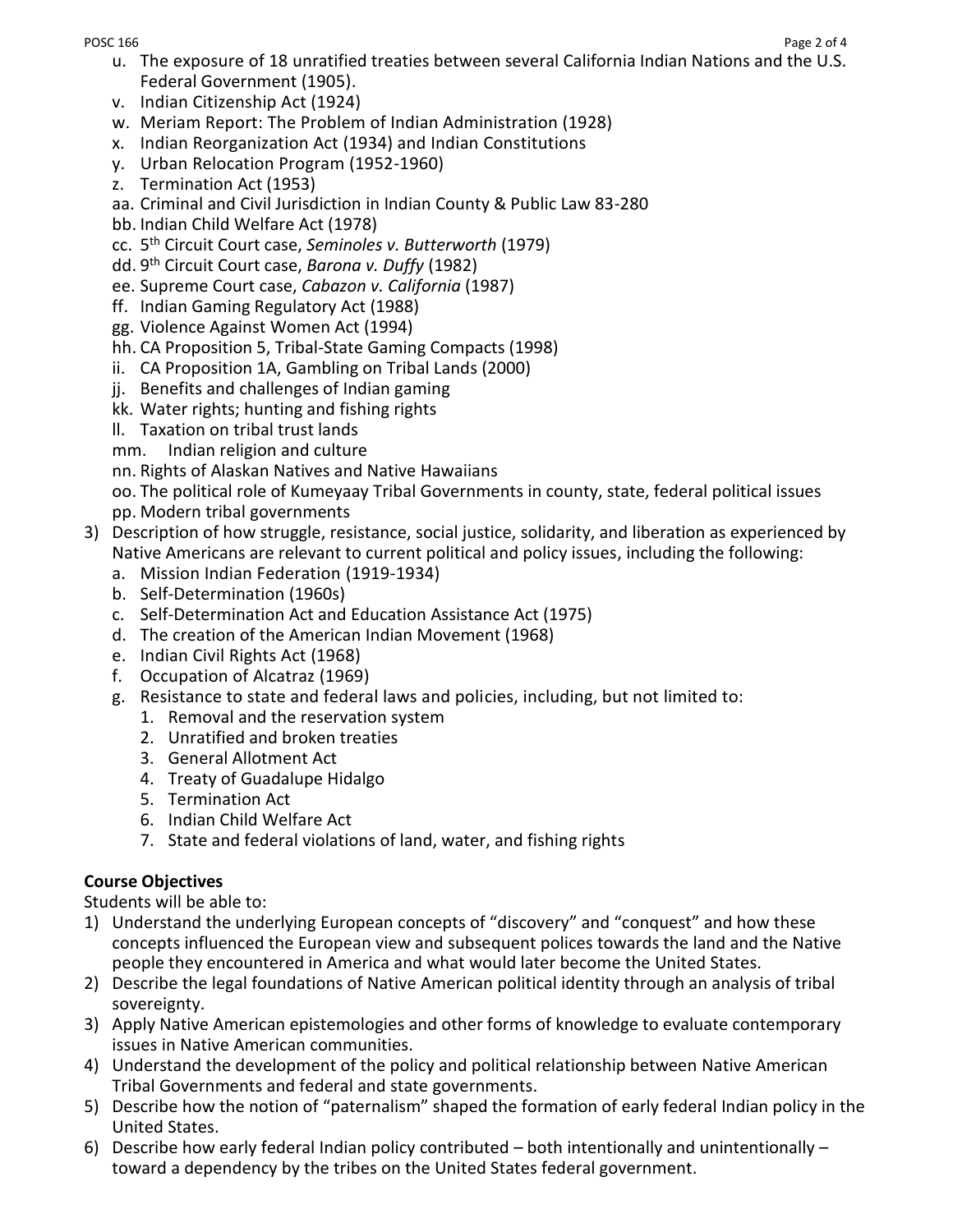u. The exposure of 18 unratified treaties between several California Indian Nations and the U.S. Federal Government (1905).
v. Indian Citizenship Act (1924)
w. Meriam Report: The Problem of Indian Administration (1928)
x. Indian Reorganization Act (1934) and Indian Constitutions
y. Urban Relocation Program (1952-1960)
z. Termination Act (1953)
aa. Criminal and Civil Jurisdiction in Indian County & Public Law 83-280
bb. Indian Child Welfare Act (1978)
cc. 5th Circuit Court case, *Seminoles v. Butterworth* (1979)
dd. 9th Circuit Court case, *Barona v. Duffy* (1982)
ee. Supreme Court case, *Cabazon v. California* (1987)
ff. Indian Gaming Regulatory Act (1988)
gg. Violence Against Women Act (1994)
hh. CA Proposition 5, Tribal-State Gaming Compacts (1998)
ii. CA Proposition 1A, Gambling on Tribal Lands (2000)
jj. Benefits and challenges of Indian gaming
kk. Water rights; hunting and fishing rights
ll. Taxation on tribal trust lands
mm. Indian religion and culture
nn. Rights of Alaskan Natives and Native Hawaiians
oo. The political role of Kumeyaay Tribal Governments in county, state, federal political issues
pp. Modern tribal governments

3) Description of how struggle, resistance, social justice, solidarity, and liberation as experienced by Native Americans are relevant to current political and policy issues, including the following:
   a. Mission Indian Federation (1919-1934)
   b. Self-Determination (1960s)
   c. Self-Determination Act and Education Assistance Act (1975)
   d. The creation of the American Indian Movement (1968)
   e. Indian Civil Rights Act (1968)
   f. Occupation of Alcatraz (1969)
   g. Resistance to state and federal laws and policies, including, but not limited to:
      1. Removal and the reservation system
      2. Unratified and broken treaties
      3. General Allotment Act
      4. Treaty of Guadalupe Hidalgo
      5. Termination Act
      6. Indian Child Welfare Act
      7. State and federal violations of land, water, and fishing rights

**Course Objectives**

Students will be able to:

1) Understand the underlying European concepts of "discovery" and "conquest" and how these concepts influenced the European view and subsequent polices towards the land and the Native people they encountered in America and what would later become the United States.
2) Describe the legal foundations of Native American political identity through an analysis of tribal sovereignty.
3) Apply Native American epistemologies and other forms of knowledge to evaluate contemporary issues in Native American communities.
4) Understand the development of the policy and political relationship between Native American Tribal Governments and federal and state governments.
5) Describe how the notion of "paternalism" shaped the formation of early federal Indian policy in the United States.
6) Describe how early federal Indian policy contributed – both intentionally and unintentionally – toward a dependency by the tribes on the United States federal government.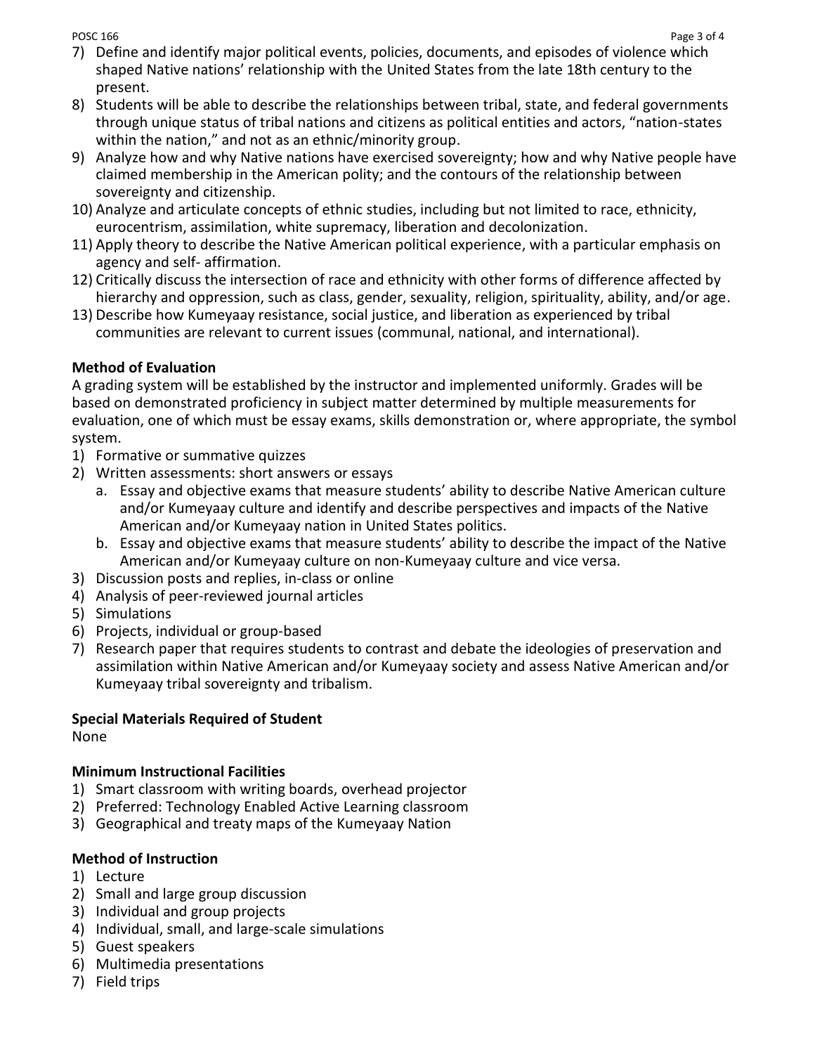7) Define and identify major political events, policies, documents, and episodes of violence which shaped Native nations' relationship with the United States from the late 18th century to the present.
8) Students will be able to describe the relationships between tribal, state, and federal governments through unique status of tribal nations and citizens as political entities and actors, "nation-states within the nation," and not as an ethnic/minority group.
9) Analyze how and why Native nations have exercised sovereignty; how and why Native people have claimed membership in the American polity; and the contours of the relationship between sovereignty and citizenship.
10) Analyze and articulate concepts of ethnic studies, including but not limited to race, ethnicity, eurocentrism, assimilation, white supremacy, liberation and decolonization.
11) Apply theory to describe the Native American political experience, with a particular emphasis on agency and self- affirmation.
12) Critically discuss the intersection of race and ethnicity with other forms of difference affected by hierarchy and oppression, such as class, gender, sexuality, religion, spirituality, ability, and/or age.
13) Describe how Kumeyaay resistance, social justice, and liberation as experienced by tribal communities are relevant to current issues (communal, national, and international).

**Method of Evaluation**

A grading system will be established by the instructor and implemented uniformly. Grades will be based on demonstrated proficiency in subject matter determined by multiple measurements for evaluation, one of which must be essay exams, skills demonstration or, where appropriate, the symbol system.

1) Formative or summative quizzes
2) Written assessments: short answers or essays
   a. Essay and objective exams that measure students' ability to describe Native American culture and/or Kumeyaay culture and identify and describe perspectives and impacts of the Native American and/or Kumeyaay nation in United States politics.
   b. Essay and objective exams that measure students' ability to describe the impact of the Native American and/or Kumeyaay culture on non-Kumeyaay culture and vice versa.
3) Discussion posts and replies, in-class or online
4) Analysis of peer-reviewed journal articles
5) Simulations
6) Projects, individual or group-based
7) Research paper that requires students to contrast and debate the ideologies of preservation and assimilation within Native American and/or Kumeyaay society and assess Native American and/or Kumeyaay tribal sovereignty and tribalism.

**Special Materials Required of Student**

None

**Minimum Instructional Facilities**

1) Smart classroom with writing boards, overhead projector
2) Preferred: Technology Enabled Active Learning classroom
3) Geographical and treaty maps of the Kumeyaay Nation

**Method of Instruction**

1) Lecture
2) Small and large group discussion
3) Individual and group projects
4) Individual, small, and large-scale simulations
5) Guest speakers
6) Multimedia presentations
7) Field trips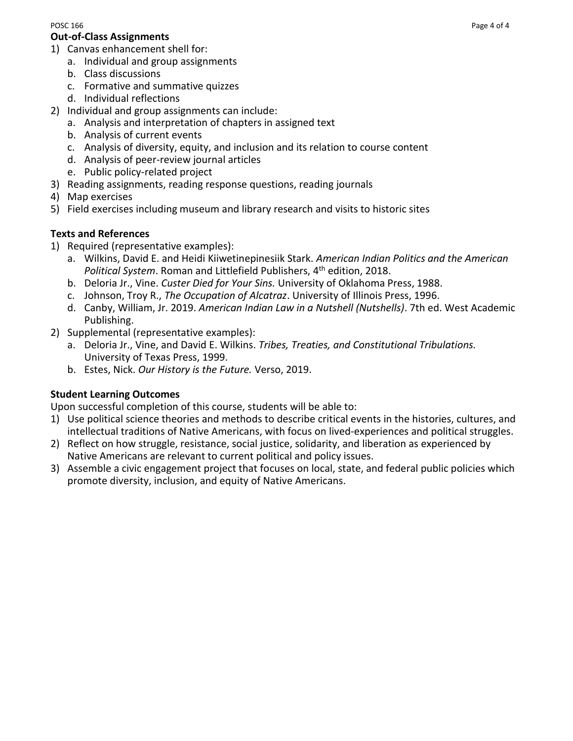**Out-of-Class Assignments**

1) Canvas enhancement shell for:
    a. Individual and group assignments
    b. Class discussions
    c. Formative and summative quizzes
    d. Individual reflections
2) Individual and group assignments can include:
    a. Analysis and interpretation of chapters in assigned text
    b. Analysis of current events
    c. Analysis of diversity, equity, and inclusion and its relation to course content
    d. Analysis of peer-review journal articles
    e. Public policy-related project
3) Reading assignments, reading response questions, reading journals
4) Map exercises
5) Field exercises including museum and library research and visits to historic sites

**Texts and References**

1) Required (representative examples):
    a. Wilkins, David E. and Heidi Kiiwetinepinesiik Stark. *American Indian Politics and the American Political System*. Roman and Littlefield Publishers, 4th edition, 2018.
    b. Deloria Jr., Vine. *Custer Died for Your Sins.* University of Oklahoma Press, 1988.
    c. Johnson, Troy R., *The Occupation of Alcatraz*. University of Illinois Press, 1996.
    d. Canby, William, Jr. 2019. *American Indian Law in a Nutshell (Nutshells)*. 7th ed. West Academic Publishing.
2) Supplemental (representative examples):
    a. Deloria Jr., Vine, and David E. Wilkins. *Tribes, Treaties, and Constitutional Tribulations.* University of Texas Press, 1999.
    b. Estes, Nick. *Our History is the Future.* Verso, 2019.

**Student Learning Outcomes**

Upon successful completion of this course, students will be able to:

1) Use political science theories and methods to describe critical events in the histories, cultures, and intellectual traditions of Native Americans, with focus on lived-experiences and political struggles.
2) Reflect on how struggle, resistance, social justice, solidarity, and liberation as experienced by Native Americans are relevant to current political and policy issues.
3) Assemble a civic engagement project that focuses on local, state, and federal public policies which promote diversity, inclusion, and equity of Native Americans.